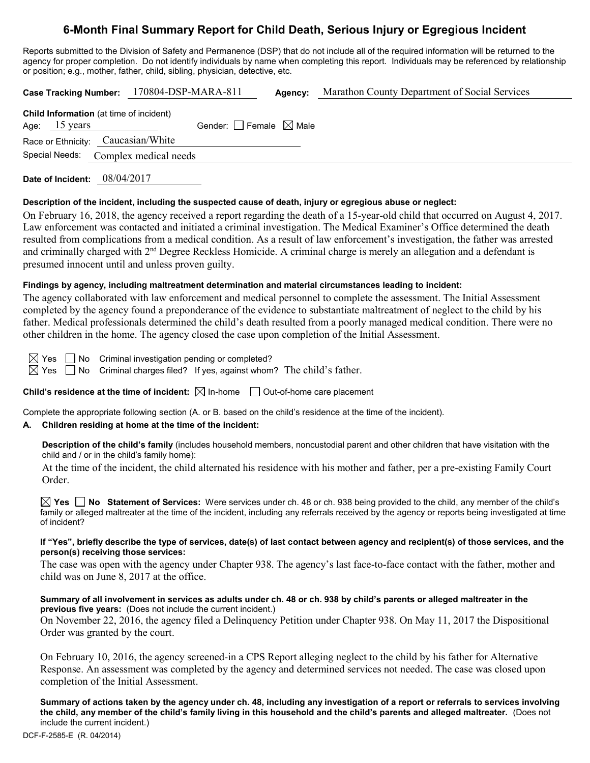# 6-Month Final Summary Report for Child Death, Serious Injury or Egregious Incident

Reports submitted to the Division of Safety and Permanence (DSP) that do not include all of the required information will be returned to the agency for proper completion. Do not identify individuals by name when completing this report. Individuals may be referenced by relationship or position; e.g., mother, father, child, sibling, physician, detective, etc.

**Case Tracking Number:** 170804-DSP-MARA-811 **Agency:** Marathon County Department of Social Services

**Child Information** (at time of incident)

Age: 15 years Gender: ☐ Female ☒ Male

Race or Ethnicity: Caucasian/White

Special Needs: Complex medical needs

**Date of Incident:** 08/04/2017

**Description of the incident, including the suspected cause of death, injury or egregious abuse or neglect:**

On February 16, 2018, the agency received a report regarding the death of a 15-year-old child that occurred on August 4, 2017. Law enforcement was contacted and initiated a criminal investigation. The Medical Examiner's Office determined the death resulted from complications from a medical condition. As a result of law enforcement's investigation, the father was arrested and criminally charged with 2nd Degree Reckless Homicide. A criminal charge is merely an allegation and a defendant is presumed innocent until and unless proven guilty.

**Findings by agency, including maltreatment determination and material circumstances leading to incident:**

The agency collaborated with law enforcement and medical personnel to complete the assessment. The Initial Assessment completed by the agency found a preponderance of the evidence to substantiate maltreatment of neglect to the child by his father. Medical professionals determined the child's death resulted from a poorly managed medical condition. There were no other children in the home. The agency closed the case upon completion of the Initial Assessment.

☒ Yes ☐ No Criminal investigation pending or completed?

☒ Yes ☐ No Criminal charges filed? If yes, against whom? The child's father.

**Child's residence at the time of incident:** ☒ In-home ☐ Out-of-home care placement

Complete the appropriate following section (A. or B. based on the child's residence at the time of the incident).

**A. Children residing at home at the time of the incident:**

**Description of the child's family** (includes household members, noncustodial parent and other children that have visitation with the child and / or in the child's family home):

At the time of the incident, the child alternated his residence with his mother and father, per a pre-existing Family Court Order.

☒ **Yes** ☐ **No Statement of Services:** Were services under ch. 48 or ch. 938 being provided to the child, any member of the child's family or alleged maltreater at the time of the incident, including any referrals received by the agency or reports being investigated at time of incident?

**If "Yes", briefly describe the type of services, date(s) of last contact between agency and recipient(s) of those services, and the person(s) receiving those services:**

The case was open with the agency under Chapter 938. The agency's last face-to-face contact with the father, mother and child was on June 8, 2017 at the office.

**Summary of all involvement in services as adults under ch. 48 or ch. 938 by child's parents or alleged maltreater in the previous five years:** (Does not include the current incident.)

On November 22, 2016, the agency filed a Delinquency Petition under Chapter 938. On May 11, 2017 the Dispositional Order was granted by the court.

On February 10, 2016, the agency screened-in a CPS Report alleging neglect to the child by his father for Alternative Response. An assessment was completed by the agency and determined services not needed. The case was closed upon completion of the Initial Assessment.

**Summary of actions taken by the agency under ch. 48, including any investigation of a report or referrals to services involving the child, any member of the child's family living in this household and the child's parents and alleged maltreater.** (Does not include the current incident.)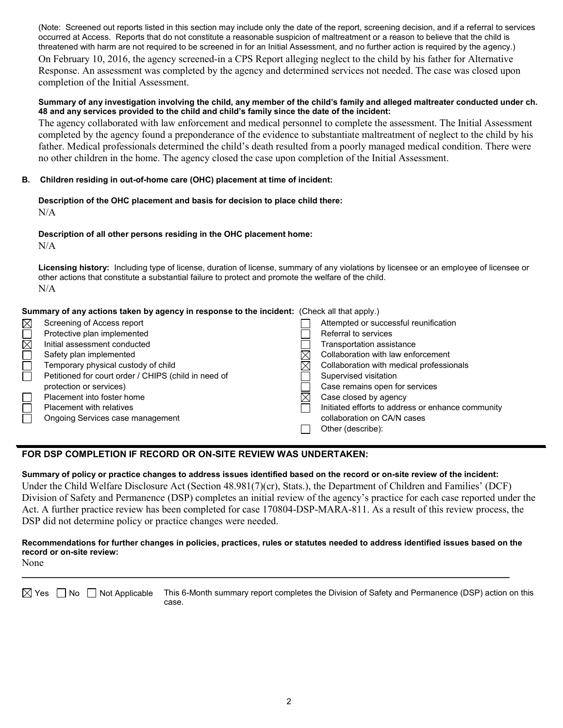(Note: Screened out reports listed in this section may include only the date of the report, screening decision, and if a referral to services occurred at Access. Reports that do not constitute a reasonable suspicion of maltreatment or a reason to believe that the child is threatened with harm are not required to be screened in for an Initial Assessment, and no further action is required by the agency.)

On February 10, 2016, the agency screened-in a CPS Report alleging neglect to the child by his father for Alternative Response. An assessment was completed by the agency and determined services not needed. The case was closed upon completion of the Initial Assessment.

**Summary of any investigation involving the child, any member of the child's family and alleged maltreater conducted under ch. 48 and any services provided to the child and child's family since the date of the incident:**

The agency collaborated with law enforcement and medical personnel to complete the assessment. The Initial Assessment completed by the agency found a preponderance of the evidence to substantiate maltreatment of neglect to the child by his father. Medical professionals determined the child's death resulted from a poorly managed medical condition. There were no other children in the home. The agency closed the case upon completion of the Initial Assessment.

**B. Children residing in out-of-home care (OHC) placement at time of incident:**

**Description of the OHC placement and basis for decision to place child there:**

N/A

**Description of all other persons residing in the OHC placement home:**

N/A

**Licensing history:** Including type of license, duration of license, summary of any violations by licensee or an employee of licensee or other actions that constitute a substantial failure to protect and promote the welfare of the child.

N/A

**Summary of any actions taken by agency in response to the incident:** (Check all that apply.)

- ☒ Screening of Access report
- ☐ Protective plan implemented
- ☒ Initial assessment conducted
- ☐ Safety plan implemented
- ☐ Temporary physical custody of child
- ☐ Petitioned for court order / CHIPS (child in need of protection or services)
- ☐ Placement into foster home
- ☐ Placement with relatives
- ☐ Ongoing Services case management
- ☐ Attempted or successful reunification
- ☐ Referral to services
- ☐ Transportation assistance
- ☒ Collaboration with law enforcement
- ☒ Collaboration with medical professionals
- ☐ Supervised visitation
- ☐ Case remains open for services
- ☒ Case closed by agency
- ☐ Initiated efforts to address or enhance community collaboration on CA/N cases
- ☐ Other (describe):

## FOR DSP COMPLETION IF RECORD OR ON-SITE REVIEW WAS UNDERTAKEN:

**Summary of policy or practice changes to address issues identified based on the record or on-site review of the incident:**

Under the Child Welfare Disclosure Act (Section 48.981(7)(cr), Stats.), the Department of Children and Families' (DCF) Division of Safety and Permanence (DSP) completes an initial review of the agency's practice for each case reported under the Act. A further practice review has been completed for case 170804-DSP-MARA-811. As a result of this review process, the DSP did not determine policy or practice changes were needed.

**Recommendations for further changes in policies, practices, rules or statutes needed to address identified issues based on the record or on-site review:**

None

☒ Yes ☐ No ☐ Not Applicable This 6-Month summary report completes the Division of Safety and Permanence (DSP) action on this case.